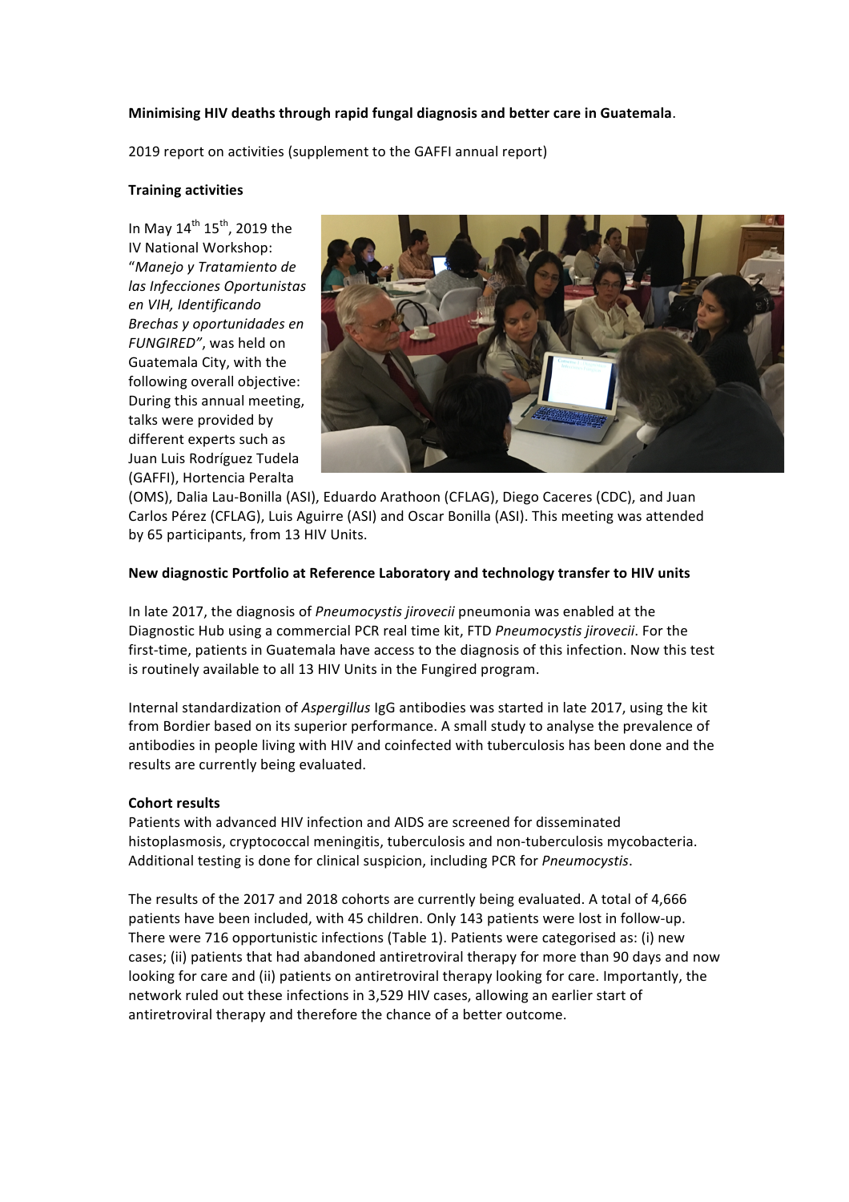**Minimising HIV deaths through rapid fungal diagnosis and better care in Guatemala**.

2019 report on activities (supplement to the GAFFI annual report)

**Training activities**

In May 14th 15th, 2019 the IV National Workshop: "*Manejo y Tratamiento de las Infecciones Oportunistas en VIH, Identificando Brechas y oportunidades en FUNGIRED"*, was held on Guatemala City, with the following overall objective: During this annual meeting, talks were provided by different experts such as Juan Luis Rodríguez Tudela (GAFFI), Hortencia Peralta (OMS), Dalia Lau-Bonilla (ASI), Eduardo Arathoon (CFLAG), Diego Caceres (CDC), and Juan Carlos Pérez (CFLAG), Luis Aguirre (ASI) and Oscar Bonilla (ASI). This meeting was attended by 65 participants, from 13 HIV Units.

**New diagnostic Portfolio at Reference Laboratory and technology transfer to HIV units**

In late 2017, the diagnosis of *Pneumocystis jirovecii* pneumonia was enabled at the Diagnostic Hub using a commercial PCR real time kit, FTD *Pneumocystis jirovecii*. For the first-time, patients in Guatemala have access to the diagnosis of this infection. Now this test is routinely available to all 13 HIV Units in the Fungired program.

Internal standardization of *Aspergillus* IgG antibodies was started in late 2017, using the kit from Bordier based on its superior performance. A small study to analyse the prevalence of antibodies in people living with HIV and coinfected with tuberculosis has been done and the results are currently being evaluated.

**Cohort results**

Patients with advanced HIV infection and AIDS are screened for disseminated histoplasmosis, cryptococcal meningitis, tuberculosis and non-tuberculosis mycobacteria. Additional testing is done for clinical suspicion, including PCR for *Pneumocystis*.

The results of the 2017 and 2018 cohorts are currently being evaluated. A total of 4,666 patients have been included, with 45 children. Only 143 patients were lost in follow-up. There were 716 opportunistic infections (Table 1). Patients were categorised as: (i) new cases; (ii) patients that had abandoned antiretroviral therapy for more than 90 days and now looking for care and (ii) patients on antiretroviral therapy looking for care. Importantly, the network ruled out these infections in 3,529 HIV cases, allowing an earlier start of antiretroviral therapy and therefore the chance of a better outcome.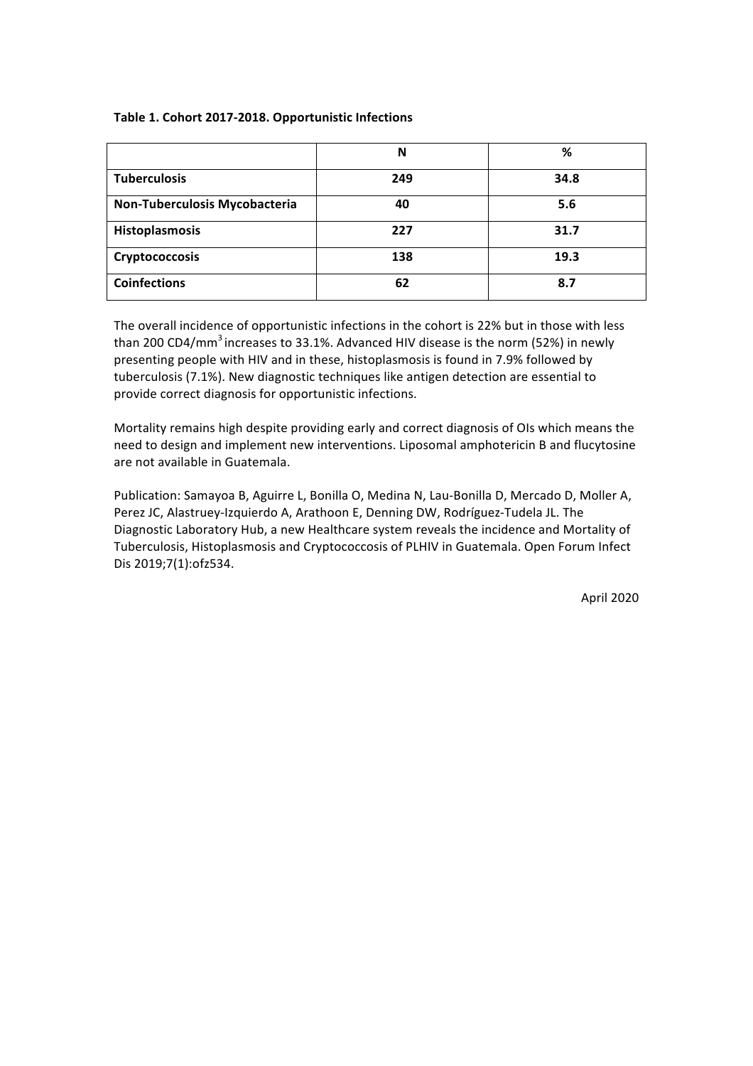**Table 1. Cohort 2017-2018. Opportunistic Infections**

| | N | % |
|---|---|---|
| **Tuberculosis** | **249** | **34.8** |
| **Non-Tuberculosis Mycobacteria** | **40** | **5.6** |
| **Histoplasmosis** | **227** | **31.7** |
| **Cryptococcosis** | **138** | **19.3** |
| **Coinfections** | **62** | **8.7** |

The overall incidence of opportunistic infections in the cohort is 22% but in those with less than 200 CD4/mm$^3$ increases to 33.1%. Advanced HIV disease is the norm (52%) in newly presenting people with HIV and in these, histoplasmosis is found in 7.9% followed by tuberculosis (7.1%). New diagnostic techniques like antigen detection are essential to provide correct diagnosis for opportunistic infections.

Mortality remains high despite providing early and correct diagnosis of OIs which means the need to design and implement new interventions. Liposomal amphotericin B and flucytosine are not available in Guatemala.

Publication: Samayoa B, Aguirre L, Bonilla O, Medina N, Lau-Bonilla D, Mercado D, Moller A, Perez JC, Alastruey-Izquierdo A, Arathoon E, Denning DW, Rodríguez-Tudela JL. The Diagnostic Laboratory Hub, a new Healthcare system reveals the incidence and Mortality of Tuberculosis, Histoplasmosis and Cryptococcosis of PLHIV in Guatemala. Open Forum Infect Dis 2019;7(1):ofz534.

April 2020